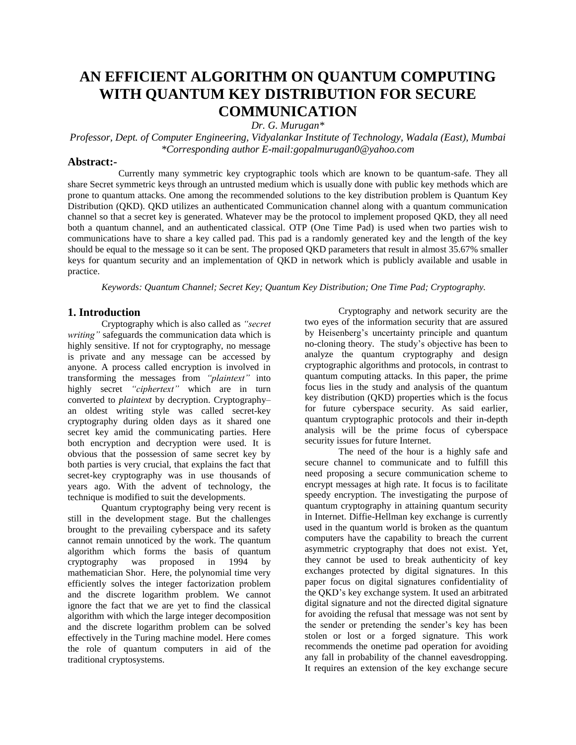# AN EFFICIENT ALGORITHM ON QUANTUM COMPUTING WITH QUANTUM KEY DISTRIBUTION FOR SECURE COMMUNICATION

*Dr. G. Murugan\**

*Professor, Dept. of Computer Engineering, Vidyalankar Institute of Technology, Wadala (East), Mumbai*
*\*Corresponding author E-mail:gopalmurugan0@yahoo.com*

## Abstract:-

Currently many symmetric key cryptographic tools which are known to be quantum-safe. They all share Secret symmetric keys through an untrusted medium which is usually done with public key methods which are prone to quantum attacks. One among the recommended solutions to the key distribution problem is Quantum Key Distribution (QKD). QKD utilizes an authenticated Communication channel along with a quantum communication channel so that a secret key is generated. Whatever may be the protocol to implement proposed QKD, they all need both a quantum channel, and an authenticated classical. OTP (One Time Pad) is used when two parties wish to communications have to share a key called pad. This pad is a randomly generated key and the length of the key should be equal to the message so it can be sent. The proposed QKD parameters that result in almost 35.67% smaller keys for quantum security and an implementation of QKD in network which is publicly available and usable in practice.

*Keywords: Quantum Channel; Secret Key; Quantum Key Distribution; One Time Pad; Cryptography.*

## 1. Introduction

Cryptography which is also called as *"secret writing"* safeguards the communication data which is highly sensitive. If not for cryptography, no message is private and any message can be accessed by anyone. A process called encryption is involved in transforming the messages from *"plaintext"* into highly secret *"ciphertext"* which are in turn converted to *plaintext* by decryption. Cryptography– an oldest writing style was called secret-key cryptography during olden days as it shared one secret key amid the communicating parties. Here both encryption and decryption were used. It is obvious that the possession of same secret key by both parties is very crucial, that explains the fact that secret-key cryptography was in use thousands of years ago. With the advent of technology, the technique is modified to suit the developments.

Quantum cryptography being very recent is still in the development stage. But the challenges brought to the prevailing cyberspace and its safety cannot remain unnoticed by the work. The quantum algorithm which forms the basis of quantum cryptography was proposed in 1994 by mathematician Shor. Here, the polynomial time very efficiently solves the integer factorization problem and the discrete logarithm problem. We cannot ignore the fact that we are yet to find the classical algorithm with which the large integer decomposition and the discrete logarithm problem can be solved effectively in the Turing machine model. Here comes the role of quantum computers in aid of the traditional cryptosystems.

Cryptography and network security are the two eyes of the information security that are assured by Heisenberg's uncertainty principle and quantum no-cloning theory. The study's objective has been to analyze the quantum cryptography and design cryptographic algorithms and protocols, in contrast to quantum computing attacks. In this paper, the prime focus lies in the study and analysis of the quantum key distribution (QKD) properties which is the focus for future cyberspace security. As said earlier, quantum cryptographic protocols and their in-depth analysis will be the prime focus of cyberspace security issues for future Internet.

The need of the hour is a highly safe and secure channel to communicate and to fulfill this need proposing a secure communication scheme to encrypt messages at high rate. It focus is to facilitate speedy encryption. The investigating the purpose of quantum cryptography in attaining quantum security in Internet. Diffie-Hellman key exchange is currently used in the quantum world is broken as the quantum computers have the capability to breach the current asymmetric cryptography that does not exist. Yet, they cannot be used to break authenticity of key exchanges protected by digital signatures. In this paper focus on digital signatures confidentiality of the QKD's key exchange system. It used an arbitrated digital signature and not the directed digital signature for avoiding the refusal that message was not sent by the sender or pretending the sender's key has been stolen or lost or a forged signature. This work recommends the onetime pad operation for avoiding any fall in probability of the channel eavesdropping. It requires an extension of the key exchange secure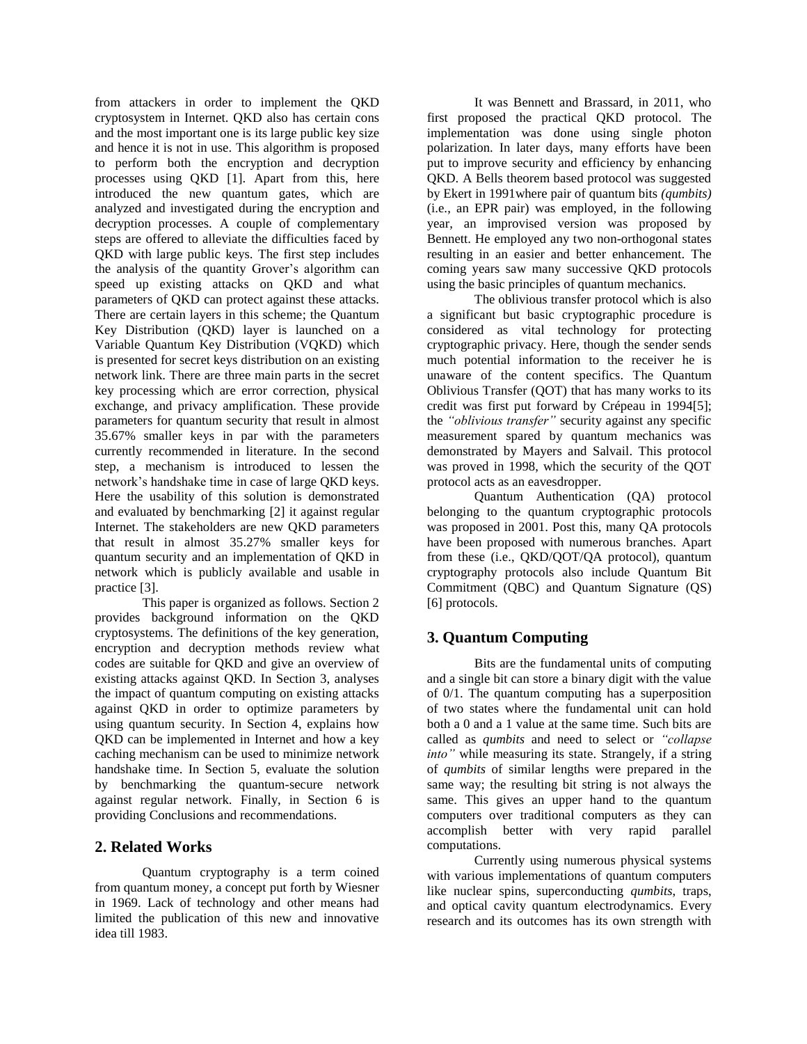from attackers in order to implement the QKD cryptosystem in Internet. QKD also has certain cons and the most important one is its large public key size and hence it is not in use. This algorithm is proposed to perform both the encryption and decryption processes using QKD [1]. Apart from this, here introduced the new quantum gates, which are analyzed and investigated during the encryption and decryption processes. A couple of complementary steps are offered to alleviate the difficulties faced by QKD with large public keys. The first step includes the analysis of the quantity Grover's algorithm can speed up existing attacks on QKD and what parameters of QKD can protect against these attacks. There are certain layers in this scheme; the Quantum Key Distribution (QKD) layer is launched on a Variable Quantum Key Distribution (VQKD) which is presented for secret keys distribution on an existing network link. There are three main parts in the secret key processing which are error correction, physical exchange, and privacy amplification. These provide parameters for quantum security that result in almost 35.67% smaller keys in par with the parameters currently recommended in literature. In the second step, a mechanism is introduced to lessen the network's handshake time in case of large QKD keys. Here the usability of this solution is demonstrated and evaluated by benchmarking [2] it against regular Internet. The stakeholders are new QKD parameters that result in almost 35.27% smaller keys for quantum security and an implementation of QKD in network which is publicly available and usable in practice [3].

This paper is organized as follows. Section 2 provides background information on the QKD cryptosystems. The definitions of the key generation, encryption and decryption methods review what codes are suitable for QKD and give an overview of existing attacks against QKD. In Section 3, analyses the impact of quantum computing on existing attacks against QKD in order to optimize parameters by using quantum security. In Section 4, explains how QKD can be implemented in Internet and how a key caching mechanism can be used to minimize network handshake time. In Section 5, evaluate the solution by benchmarking the quantum-secure network against regular network. Finally, in Section 6 is providing Conclusions and recommendations.

## 2. Related Works

Quantum cryptography is a term coined from quantum money, a concept put forth by Wiesner in 1969. Lack of technology and other means had limited the publication of this new and innovative idea till 1983.

It was Bennett and Brassard, in 2011, who first proposed the practical QKD protocol. The implementation was done using single photon polarization. In later days, many efforts have been put to improve security and efficiency by enhancing QKD. A Bells theorem based protocol was suggested by Ekert in 1991where pair of quantum bits *(qumbits)* (i.e., an EPR pair) was employed, in the following year, an improvised version was proposed by Bennett. He employed any two non-orthogonal states resulting in an easier and better enhancement. The coming years saw many successive QKD protocols using the basic principles of quantum mechanics.

The oblivious transfer protocol which is also a significant but basic cryptographic procedure is considered as vital technology for protecting cryptographic privacy. Here, though the sender sends much potential information to the receiver he is unaware of the content specifics. The Quantum Oblivious Transfer (QOT) that has many works to its credit was first put forward by Crépeau in 1994[5]; the *"oblivious transfer"* security against any specific measurement spared by quantum mechanics was demonstrated by Mayers and Salvail. This protocol was proved in 1998, which the security of the QOT protocol acts as an eavesdropper.

Quantum Authentication (QA) protocol belonging to the quantum cryptographic protocols was proposed in 2001. Post this, many QA protocols have been proposed with numerous branches. Apart from these (i.e., QKD/QOT/QA protocol), quantum cryptography protocols also include Quantum Bit Commitment (QBC) and Quantum Signature (QS) [6] protocols.

## 3. Quantum Computing

Bits are the fundamental units of computing and a single bit can store a binary digit with the value of 0/1. The quantum computing has a superposition of two states where the fundamental unit can hold both a 0 and a 1 value at the same time. Such bits are called as *qumbits* and need to select or *"collapse into"* while measuring its state. Strangely, if a string of *qumbits* of similar lengths were prepared in the same way; the resulting bit string is not always the same. This gives an upper hand to the quantum computers over traditional computers as they can accomplish better with very rapid parallel computations.

Currently using numerous physical systems with various implementations of quantum computers like nuclear spins, superconducting *qumbits*, traps, and optical cavity quantum electrodynamics. Every research and its outcomes has its own strength with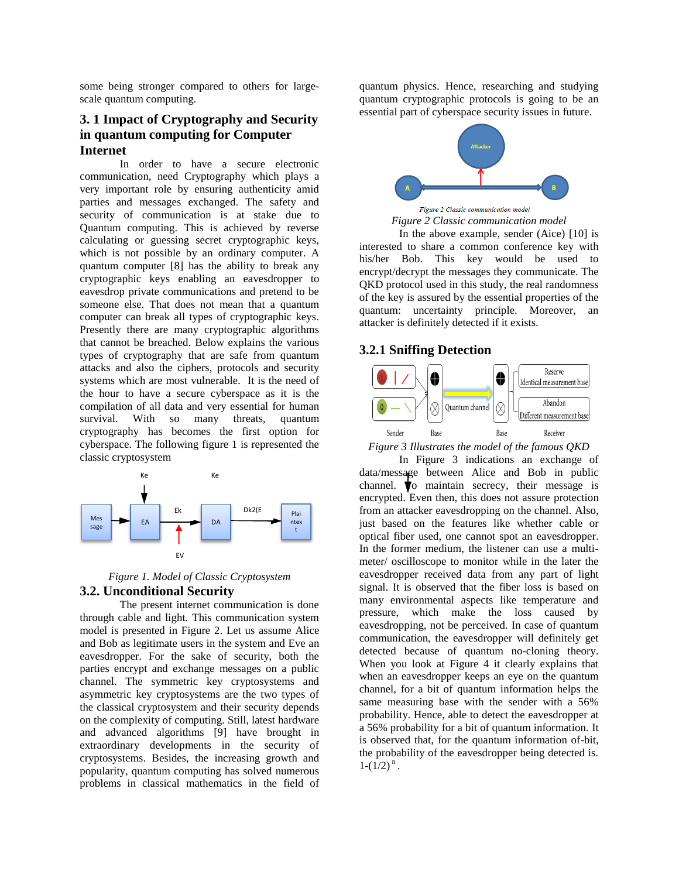some being stronger compared to others for large-scale quantum computing.

## 3. 1 Impact of Cryptography and Security in quantum computing for Computer Internet

In order to have a secure electronic communication, need Cryptography which plays a very important role by ensuring authenticity amid parties and messages exchanged. The safety and security of communication is at stake due to Quantum computing. This is achieved by reverse calculating or guessing secret cryptographic keys, which is not possible by an ordinary computer. A quantum computer [8] has the ability to break any cryptographic keys enabling an eavesdropper to eavesdrop private communications and pretend to be someone else. That does not mean that a quantum computer can break all types of cryptographic keys. Presently there are many cryptographic algorithms that cannot be breached. Below explains the various types of cryptography that are safe from quantum attacks and also the ciphers, protocols and security systems which are most vulnerable. It is the need of the hour to have a secure cyberspace as it is the compilation of all data and very essential for human survival. With so many threats, quantum cryptography has becomes the first option for cyberspace. The following figure 1 is represented the classic cryptosystem

*Figure 1. Model of Classic Cryptosystem*

## 3.2. Unconditional Security

The present internet communication is done through cable and light. This communication system model is presented in Figure 2. Let us assume Alice and Bob as legitimate users in the system and Eve an eavesdropper. For the sake of security, both the parties encrypt and exchange messages on a public channel. The symmetric key cryptosystems and asymmetric key cryptosystems are the two types of the classical cryptosystem and their security depends on the complexity of computing. Still, latest hardware and advanced algorithms [9] have brought in extraordinary developments in the security of cryptosystems. Besides, the increasing growth and popularity, quantum computing has solved numerous problems in classical mathematics in the field of quantum physics. Hence, researching and studying quantum cryptographic protocols is going to be an essential part of cyberspace security issues in future.

*Figure 2 Classic communication model*

In the above example, sender (Aice) [10] is interested to share a common conference key with his/her Bob. This key would be used to encrypt/decrypt the messages they communicate. The QKD protocol used in this study, the real randomness of the key is assured by the essential properties of the quantum: uncertainty principle. Moreover, an attacker is definitely detected if it exists.

### 3.2.1 Sniffing Detection

*Figure 3 Illustrates the model of the famous QKD*

In Figure 3 indications an exchange of data/message between Alice and Bob in public channel. To maintain secrecy, their message is encrypted. Even then, this does not assure protection from an attacker eavesdropping on the channel. Also, just based on the features like whether cable or optical fiber used, one cannot spot an eavesdropper. In the former medium, the listener can use a multi-meter/ oscilloscope to monitor while in the later the eavesdropper received data from any part of light signal. It is observed that the fiber loss is based on many environmental aspects like temperature and pressure, which make the loss caused by eavesdropping, not be perceived. In case of quantum communication, the eavesdropper will definitely get detected because of quantum no-cloning theory. When you look at Figure 4 it clearly explains that when an eavesdropper keeps an eye on the quantum channel, for a bit of quantum information helps the same measuring base with the sender with a 56% probability. Hence, able to detect the eavesdropper at a 56% probability for a bit of quantum information. It is observed that, for the quantum information of-bit, the probability of the eavesdropper being detected is. $1\text{-}(1/2)^{n}$ .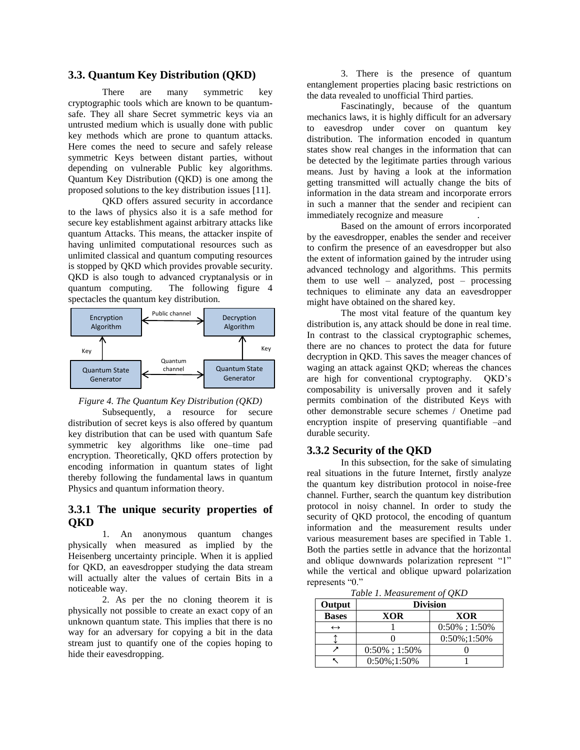## 3.3. Quantum Key Distribution (QKD)

There are many symmetric key cryptographic tools which are known to be quantum-safe. They all share Secret symmetric keys via an untrusted medium which is usually done with public key methods which are prone to quantum attacks. Here comes the need to secure and safely release symmetric Keys between distant parties, without depending on vulnerable Public key algorithms. Quantum Key Distribution (QKD) is one among the proposed solutions to the key distribution issues [11].

QKD offers assured security in accordance to the laws of physics also it is a safe method for secure key establishment against arbitrary attacks like quantum Attacks. This means, the attacker inspite of having unlimited computational resources such as unlimited classical and quantum computing resources is stopped by QKD which provides provable security. QKD is also tough to advanced cryptanalysis or in quantum computing. The following figure 4 spectacles the quantum key distribution.

Encryption Algorithm ↔ Public channel ↔ Decryption Algorithm

Key ↑ Quantum State Generator ↔ Quantum channel ↔ Quantum State Generator ↑ Key

*Figure 4. The Quantum Key Distribution (QKD)*

Subsequently, a resource for secure distribution of secret keys is also offered by quantum key distribution that can be used with quantum Safe symmetric key algorithms like one–time pad encryption. Theoretically, QKD offers protection by encoding information in quantum states of light thereby following the fundamental laws in quantum Physics and quantum information theory.

## 3.3.1 The unique security properties of QKD

1. An anonymous quantum changes physically when measured as implied by the Heisenberg uncertainty principle. When it is applied for QKD, an eavesdropper studying the data stream will actually alter the values of certain Bits in a noticeable way.

2. As per the no cloning theorem it is physically not possible to create an exact copy of an unknown quantum state. This implies that there is no way for an adversary for copying a bit in the data stream just to quantify one of the copies hoping to hide their eavesdropping.

3. There is the presence of quantum entanglement properties placing basic restrictions on the data revealed to unofficial Third parties.

Fascinatingly, because of the quantum mechanics laws, it is highly difficult for an adversary to eavesdrop under cover on quantum key distribution. The information encoded in quantum states show real changes in the information that can be detected by the legitimate parties through various means. Just by having a look at the information getting transmitted will actually change the bits of information in the data stream and incorporate errors in such a manner that the sender and recipient can immediately recognize and measure .

Based on the amount of errors incorporated by the eavesdropper, enables the sender and receiver to confirm the presence of an eavesdropper but also the extent of information gained by the intruder using advanced technology and algorithms. This permits them to use well – analyzed, post – processing techniques to eliminate any data an eavesdropper might have obtained on the shared key.

The most vital feature of the quantum key distribution is, any attack should be done in real time. In contrast to the classical cryptographic schemes, there are no chances to protect the data for future decryption in QKD. This saves the meager chances of waging an attack against QKD; whereas the chances are high for conventional cryptography. QKD's composability is universally proven and it safely permits combination of the distributed Keys with other demonstrable secure schemes / Onetime pad encryption inspite of preserving quantifiable –and durable security.

## 3.3.2 Security of the QKD

In this subsection, for the sake of simulating real situations in the future Internet, firstly analyze the quantum key distribution protocol in noise-free channel. Further, search the quantum key distribution protocol in noisy channel. In order to study the security of QKD protocol, the encoding of quantum information and the measurement results under various measurement bases are specified in Table 1. Both the parties settle in advance that the horizontal and oblique downwards polarization represent "1" while the vertical and oblique upward polarization represents "0."

*Table 1. Measurement of QKD*

| Output | Division | |
|---|---|---|
| **Bases** | **XOR** | **XOR** |
| ↔ | 1 | 0:50% ; 1:50% |
| ↕ | 0 | 0:50%;1:50% |
| ↗ | 0:50% ; 1:50% | 0 |
| ↖ | 0:50%;1:50% | 1 |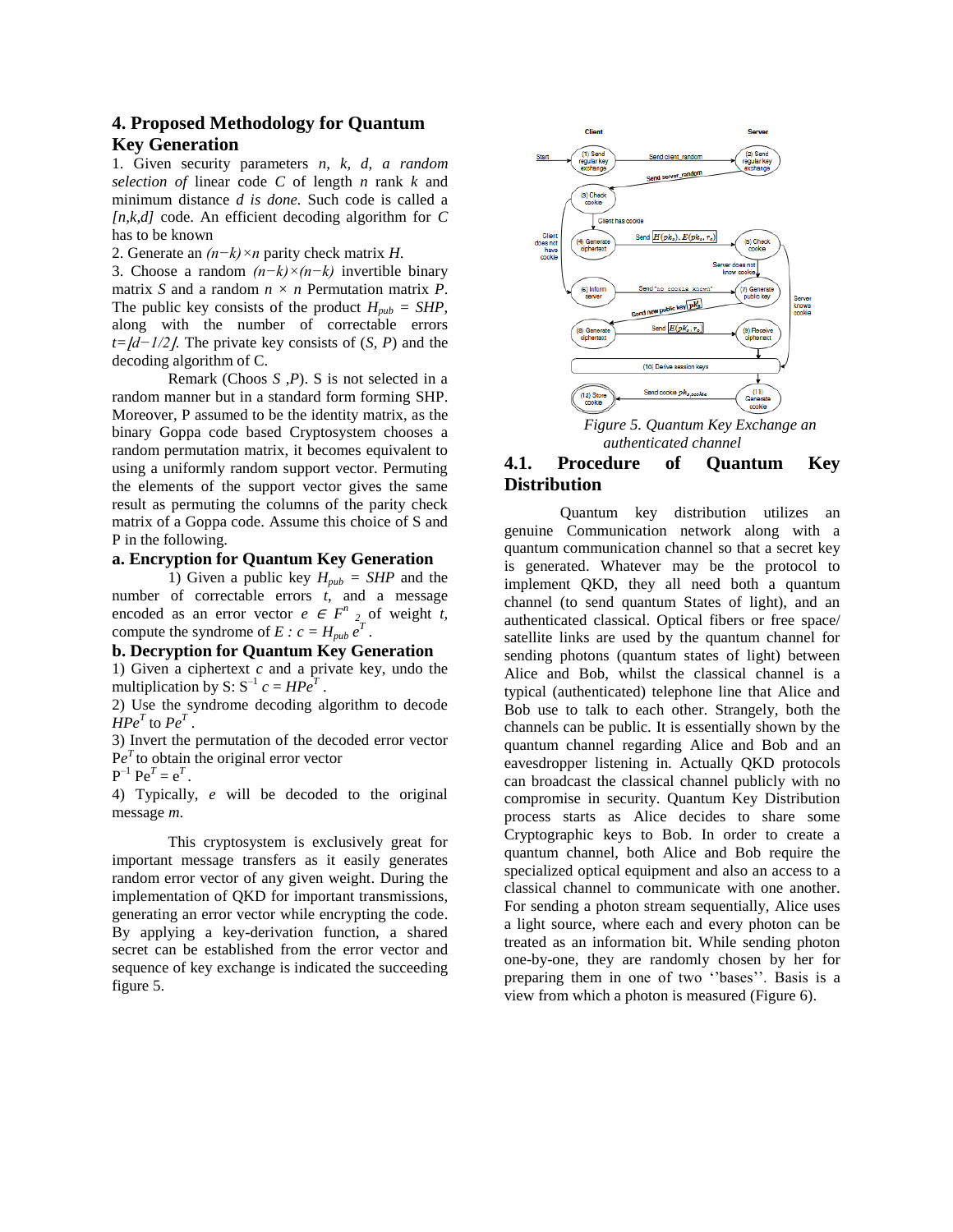## 4. Proposed Methodology for Quantum Key Generation

1. Given security parameters *n, k, d, a random selection of* linear code *C* of length *n* rank *k* and minimum distance *d is done.* Such code is called a *[n,k,d]* code. An efficient decoding algorithm for *C* has to be known

2. Generate an $(n-k)\times n$ parity check matrix *H*.

3. Choose a random $(n-k)\times(n-k)$ invertible binary matrix *S* and a random $n \times n$ Permutation matrix *P*. The public key consists of the product $H_{pub} = SHP$, along with the number of correctable errors $t=\lfloor d-1/2 \rfloor$. The private key consists of (*S, P*) and the decoding algorithm of C.

Remark (Choos *S ,P*). S is not selected in a random manner but in a standard form forming SHP. Moreover, P assumed to be the identity matrix, as the binary Goppa code based Cryptosystem chooses a random permutation matrix, it becomes equivalent to using a uniformly random support vector. Permuting the elements of the support vector gives the same result as permuting the columns of the parity check matrix of a Goppa code. Assume this choice of S and P in the following.

### a. Encryption for Quantum Key Generation

1) Given a public key $H_{pub} = SHP$ and the number of correctable errors *t*, and a message encoded as an error vector $e \in F^n{}_2$ of weight *t*, compute the syndrome of $E : c = H_{pub}\, e^T$.

### b. Decryption for Quantum Key Generation

1) Given a ciphertext *c* and a private key, undo the multiplication by S: $S^{-1} c = HPe^T$.

2) Use the syndrome decoding algorithm to decode $HPe^T$ to $Pe^T$.

3) Invert the permutation of the decoded error vector $Pe^T$ to obtain the original error vector $P^{-1} Pe^T = e^T$.

4) Typically, *e* will be decoded to the original message *m*.

This cryptosystem is exclusively great for important message transfers as it easily generates random error vector of any given weight. During the implementation of QKD for important transmissions, generating an error vector while encrypting the code. By applying a key-derivation function, a shared secret can be established from the error vector and sequence of key exchange is indicated the succeeding figure 5.

*Figure 5. Quantum Key Exchange an authenticated channel*

## 4.1. Procedure of Quantum Key Distribution

Quantum key distribution utilizes an genuine Communication network along with a quantum communication channel so that a secret key is generated. Whatever may be the protocol to implement QKD, they all need both a quantum channel (to send quantum States of light), and an authenticated classical. Optical fibers or free space/ satellite links are used by the quantum channel for sending photons (quantum states of light) between Alice and Bob, whilst the classical channel is a typical (authenticated) telephone line that Alice and Bob use to talk to each other. Strangely, both the channels can be public. It is essentially shown by the quantum channel regarding Alice and Bob and an eavesdropper listening in. Actually QKD protocols can broadcast the classical channel publicly with no compromise in security. Quantum Key Distribution process starts as Alice decides to share some Cryptographic keys to Bob. In order to create a quantum channel, both Alice and Bob require the specialized optical equipment and also an access to a classical channel to communicate with one another. For sending a photon stream sequentially, Alice uses a light source, where each and every photon can be treated as an information bit. While sending photon one-by-one, they are randomly chosen by her for preparing them in one of two ''bases''. Basis is a view from which a photon is measured (Figure 6).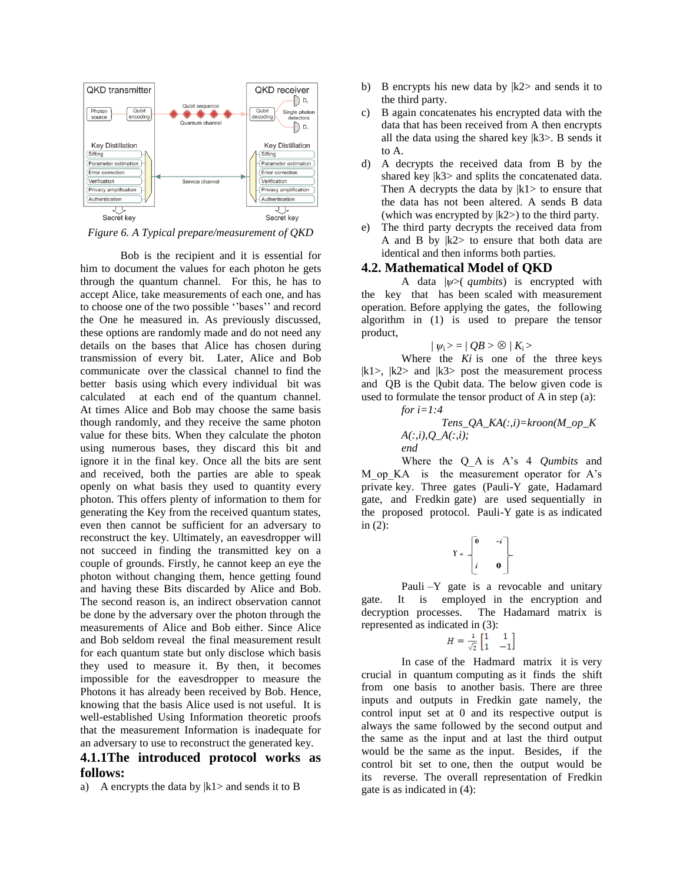Figure 6. A Typical prepare/measurement of QKD

Bob is the recipient and it is essential for him to document the values for each photon he gets through the quantum channel. For this, he has to accept Alice, take measurements of each one, and has to choose one of the two possible ''bases'' and record the One he measured in. As previously discussed, these options are randomly made and do not need any details on the bases that Alice has chosen during transmission of every bit. Later, Alice and Bob communicate over the classical channel to find the better basis using which every individual bit was calculated at each end of the quantum channel. At times Alice and Bob may choose the same basis though randomly, and they receive the same photon value for these bits. When they calculate the photon using numerous bases, they discard this bit and ignore it in the final key. Once all the bits are sent and received, both the parties are able to speak openly on what basis they used to quantity every photon. This offers plenty of information to them for generating the Key from the received quantum states, even then cannot be sufficient for an adversary to reconstruct the key. Ultimately, an eavesdropper will not succeed in finding the transmitted key on a couple of grounds. Firstly, he cannot keep an eye the photon without changing them, hence getting found and having these Bits discarded by Alice and Bob. The second reason is, an indirect observation cannot be done by the adversary over the photon through the measurements of Alice and Bob either. Since Alice and Bob seldom reveal the final measurement result for each quantum state but only disclose which basis they used to measure it. By then, it becomes impossible for the eavesdropper to measure the Photons it has already been received by Bob. Hence, knowing that the basis Alice used is not useful. It is well-established Using Information theoretic proofs that the measurement Information is inadequate for an adversary to use to reconstruct the generated key.

### 4.1.1The introduced protocol works as follows:

a) A encrypts the data by |k1> and sends it to B

b) B encrypts his new data by |k2> and sends it to the third party.

c) B again concatenates his encrypted data with the data that has been received from A then encrypts all the data using the shared key |k3>. B sends it to A.

d) A decrypts the received data from B by the shared key |k3> and splits the concatenated data. Then A decrypts the data by |k1> to ensure that the data has not been altered. A sends B data (which was encrypted by |k2>) to the third party.

e) The third party decrypts the received data from A and B by |k2> to ensure that both data are identical and then informs both parties.

## 4.2. Mathematical Model of QKD

A data $|\psi\rangle$( *qumbits*) is encrypted with the key that has been scaled with measurement operation. Before applying the gates, the following algorithm in (1) is used to prepare the tensor product,

$$|\psi_i\rangle = |QB\rangle \otimes |K_i\rangle$$

Where the *Ki* is one of the three keys |k1>, |k2> and |k3> post the measurement process and QB is the Qubit data. The below given code is used to formulate the tensor product of A in step (a):

```
for i=1:4
    Tens_QA_KA(:,i)=kroon(M_op_KA(:,i),Q_A(:,i));
end
```

Where the Q_A is A's 4 *Qumbits* and M_op_KA is the measurement operator for A's private key. Three gates (Pauli-Y gate, Hadamard gate, and Fredkin gate) are used sequentially in the proposed protocol. Pauli-Y gate is as indicated in (2):

$$Y = \begin{bmatrix} 0 & -i \\ i & 0 \end{bmatrix}$$

Pauli –Y gate is a revocable and unitary gate. It is employed in the encryption and decryption processes. The Hadamard matrix is represented as indicated in (3):

$$H = \frac{1}{\sqrt{2}}\begin{bmatrix} 1 & 1 \\ 1 & -1 \end{bmatrix}$$

In case of the Hadmard matrix it is very crucial in quantum computing as it finds the shift from one basis to another basis. There are three inputs and outputs in Fredkin gate namely, the control input set at 0 and its respective output is always the same followed by the second output and the same as the input and at last the third output would be the same as the input. Besides, if the control bit set to one, then the output would be its reverse. The overall representation of Fredkin gate is as indicated in (4):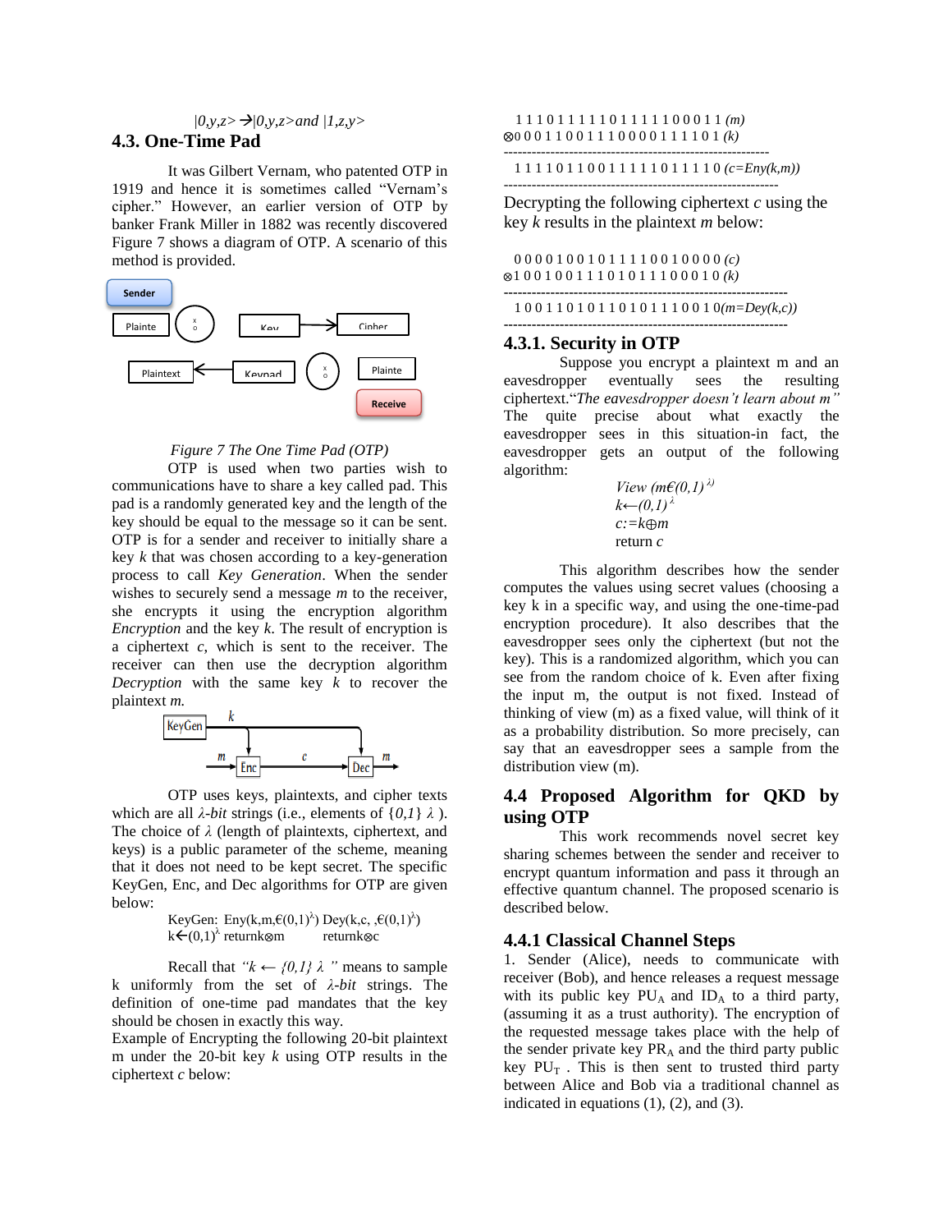$|0,y,z> \rightarrow |0,y,z>$ *and* $|1,z,y>$

### 4.3. One-Time Pad

It was Gilbert Vernam, who patented OTP in 1919 and hence it is sometimes called "Vernam's cipher." However, an earlier version of OTP by banker Frank Miller in 1882 was recently discovered Figure 7 shows a diagram of OTP. A scenario of this method is provided.

Sender
Plainte
Key
Cipher
Plaintext
Keypad
Plainte
Receive

*Figure 7 The One Time Pad (OTP)*

OTP is used when two parties wish to communications have to share a key called pad. This pad is a randomly generated key and the length of the key should be equal to the message so it can be sent. OTP is for a sender and receiver to initially share a key *k* that was chosen according to a key-generation process to call *Key Generation*. When the sender wishes to securely send a message *m* to the receiver, she encrypts it using the encryption algorithm *Encryption* and the key *k*. The result of encryption is a ciphertext *c*, which is sent to the receiver. The receiver can then use the decryption algorithm *Decryption* with the same key *k* to recover the plaintext *m.*

KeyGen, k, m, Enc, c, Dec, m

OTP uses keys, plaintexts, and cipher texts which are all $\lambda$-*bit* strings (i.e., elements of $\{0,1\}\ \lambda$ ). The choice of $\lambda$ (length of plaintexts, ciphertext, and keys) is a public parameter of the scheme, meaning that it does not need to be kept secret. The specific KeyGen, Enc, and Dec algorithms for OTP are given below:

KeyGen: Eny(k,m,€$(0,1)^{\lambda}$) Dey(k,c, ,€$(0,1)^{\lambda}$)
k←$(0,1)^{\lambda}$ returnk⊗m returnk⊗c

Recall that *"k ← {0,1} λ "* means to sample k uniformly from the set of $\lambda$-*bit* strings. The definition of one-time pad mandates that the key should be chosen in exactly this way.
Example of Encrypting the following 20-bit plaintext m under the 20-bit key *k* using OTP results in the ciphertext *c* below:

```
 1 1 1 0 1 1 1 1 1 0 1 1 1 1 1 0 0 0 1 1 (m)
⊗0 0 0 1 1 0 0 1 1 1 0 0 0 0 1 1 1 1 0 1 (k)
---------------------------------------------------------
 1 1 1 1 0 1 1 0 0 1 1 1 1 1 0 1 1 1 1 0 (c=Eny(k,m))
---------------------------------------------------------
```

Decrypting the following ciphertext *c* using the key *k* results in the plaintext *m* below:

```
 0 0 0 0 1 0 0 1 0 1 1 1 1 0 0 1 0 0 0 0 (c)
⊗1 0 0 1 0 0 1 1 1 0 1 0 1 1 1 0 0 0 1 0 (k)
-------------------------------------------------------------
 1 0 0 1 1 0 1 0 1 1 0 1 0 1 1 1 0 0 1 0(m=Dey(k,c))
-------------------------------------------------------------
```

#### 4.3.1. Security in OTP

Suppose you encrypt a plaintext m and an eavesdropper eventually sees the resulting ciphertext."*The eavesdropper doesn't learn about m"* The quite precise about what exactly the eavesdropper sees in this situation-in fact, the eavesdropper gets an output of the following algorithm:

*View (m€$(0,1)^{\lambda}$)*
*k←$(0,1)^{\lambda}$*
*c:=k⊕m*
return *c*

This algorithm describes how the sender computes the values using secret values (choosing a key k in a specific way, and using the one-time-pad encryption procedure). It also describes that the eavesdropper sees only the ciphertext (but not the key). This is a randomized algorithm, which you can see from the random choice of k. Even after fixing the input m, the output is not fixed. Instead of thinking of view (m) as a fixed value, will think of it as a probability distribution. So more precisely, can say that an eavesdropper sees a sample from the distribution view (m).

### 4.4 Proposed Algorithm for QKD by using OTP

This work recommends novel secret key sharing schemes between the sender and receiver to encrypt quantum information and pass it through an effective quantum channel. The proposed scenario is described below.

#### 4.4.1 Classical Channel Steps

1. Sender (Alice), needs to communicate with receiver (Bob), and hence releases a request message with its public key $PU_A$ and $ID_A$ to a third party, (assuming it as a trust authority). The encryption of the requested message takes place with the help of the sender private key $PR_A$ and the third party public key $PU_T$ . This is then sent to trusted third party between Alice and Bob via a traditional channel as indicated in equations (1), (2), and (3).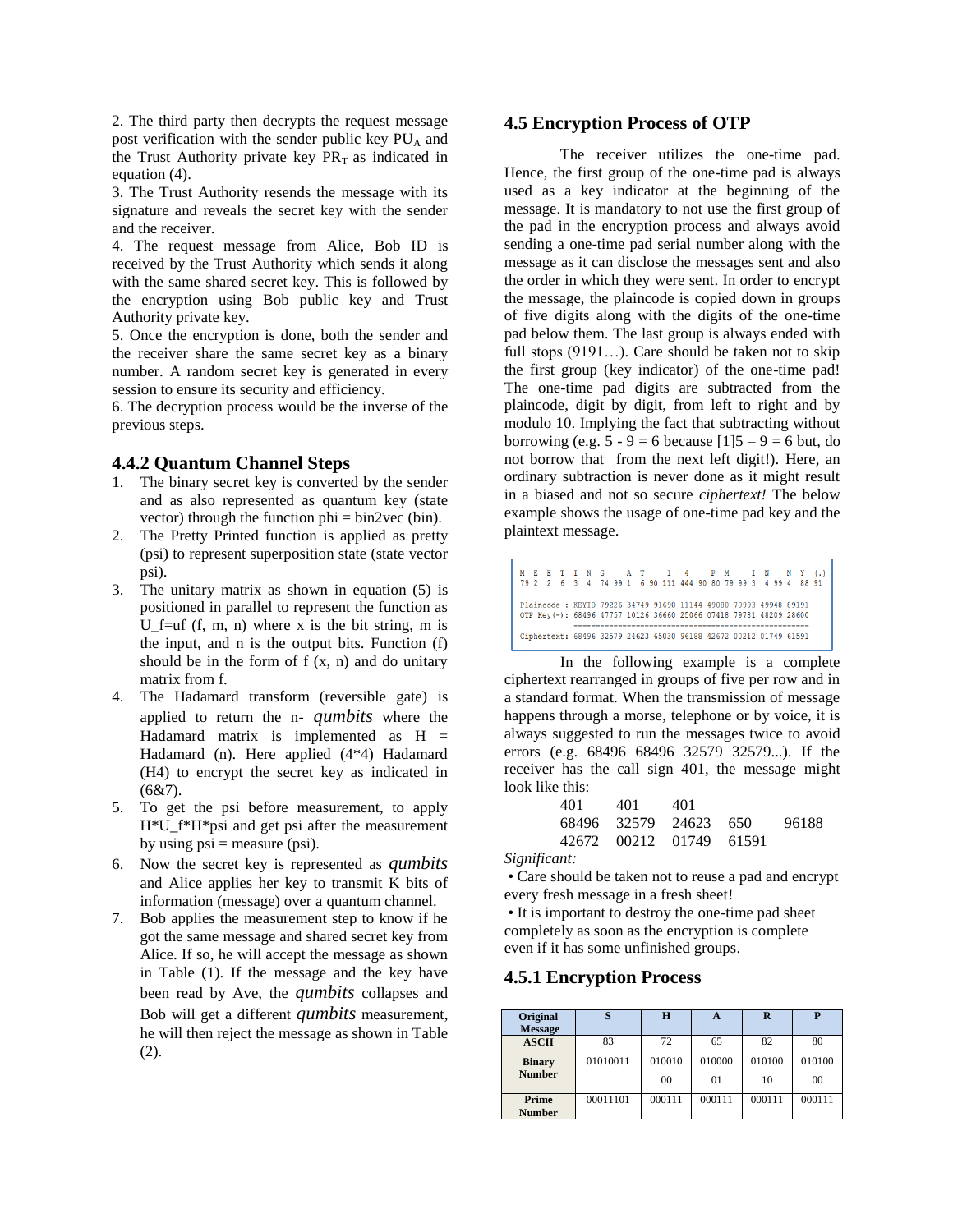2. The third party then decrypts the request message post verification with the sender public key $PU_A$ and the Trust Authority private key $PR_T$ as indicated in equation (4).

3. The Trust Authority resends the message with its signature and reveals the secret key with the sender and the receiver.

4. The request message from Alice, Bob ID is received by the Trust Authority which sends it along with the same shared secret key. This is followed by the encryption using Bob public key and Trust Authority private key.

5. Once the encryption is done, both the sender and the receiver share the same secret key as a binary number. A random secret key is generated in every session to ensure its security and efficiency.

6. The decryption process would be the inverse of the previous steps.

### 4.4.2 Quantum Channel Steps

1. The binary secret key is converted by the sender and as also represented as quantum key (state vector) through the function phi = bin2vec (bin).
2. The Pretty Printed function is applied as pretty (psi) to represent superposition state (state vector psi).
3. The unitary matrix as shown in equation (5) is positioned in parallel to represent the function as U_f=uf (f, m, n) where x is the bit string, m is the input, and n is the output bits. Function (f) should be in the form of f (x, n) and do unitary matrix from f.
4. The Hadamard transform (reversible gate) is applied to return the n- *qumbits* where the Hadamard matrix is implemented as H = Hadamard (n). Here applied (4*4) Hadamard (H4) to encrypt the secret key as indicated in (6&7).
5. To get the psi before measurement, to apply H*U_f*H*psi and get psi after the measurement by using psi = measure (psi).
6. Now the secret key is represented as *qumbits* and Alice applies her key to transmit K bits of information (message) over a quantum channel.
7. Bob applies the measurement step to know if he got the same message and shared secret key from Alice. If so, he will accept the message as shown in Table (1). If the message and the key have been read by Ave, the *qumbits* collapses and Bob will get a different *qumbits* measurement, he will then reject the message as shown in Table (2).

## 4.5 Encryption Process of OTP

The receiver utilizes the one-time pad. Hence, the first group of the one-time pad is always used as a key indicator at the beginning of the message. It is mandatory to not use the first group of the pad in the encryption process and always avoid sending a one-time pad serial number along with the message as it can disclose the messages sent and also the order in which they were sent. In order to encrypt the message, the plaincode is copied down in groups of five digits along with the digits of the one-time pad below them. The last group is always ended with full stops (9191…). Care should be taken not to skip the first group (key indicator) of the one-time pad! The one-time pad digits are subtracted from the plaincode, digit by digit, from left to right and by modulo 10. Implying the fact that subtracting without borrowing (e.g. 5 - 9 = 6 because [1]5 – 9 = 6 but, do not borrow that from the next left digit!). Here, an ordinary subtraction is never done as it might result in a biased and not so secure *ciphertext!* The below example shows the usage of one-time pad key and the plaintext message.

```
M  E  E  T  I  N  G     A  T     1  4     P  M     I  N     N  Y  (.)
79 2  2  6  3  4  74 99 1  6  90 111 444 90 80 79 99 3  4  99 4  88 91

Plaincode : KEYID 79226 34749 91690 11144 49080 79993 49948 89191
OTP Key(-): 68496 47757 10126 36660 25066 07418 79781 48209 28600
            -------------------------------------------------------
Ciphertext: 68496 32579 24623 65030 96188 42672 00212 01749 61591
```

In the following example is a complete ciphertext rearranged in groups of five per row and in a standard format. When the transmission of message happens through a morse, telephone or by voice, it is always suggested to run the messages twice to avoid errors (e.g. 68496 68496 32579 32579...). If the receiver has the call sign 401, the message might look like this:

```
401    401    401
68496  32579  24623  650   96188
42672  00212  01749  61591
```

*Significant:*

- Care should be taken not to reuse a pad and encrypt every fresh message in a fresh sheet!
- It is important to destroy the one-time pad sheet completely as soon as the encryption is complete even if it has some unfinished groups.

### 4.5.1 Encryption Process

| Original Message | S | H | A | R | P |
|---|---|---|---|---|---|
| ASCII | 83 | 72 | 65 | 82 | 80 |
| Binary Number | 01010011 | 01001000 | 01000001 | 01010010 | 01010000 |
| Prime Number | 00011101 | 000111 | 000111 | 000111 | 000111 |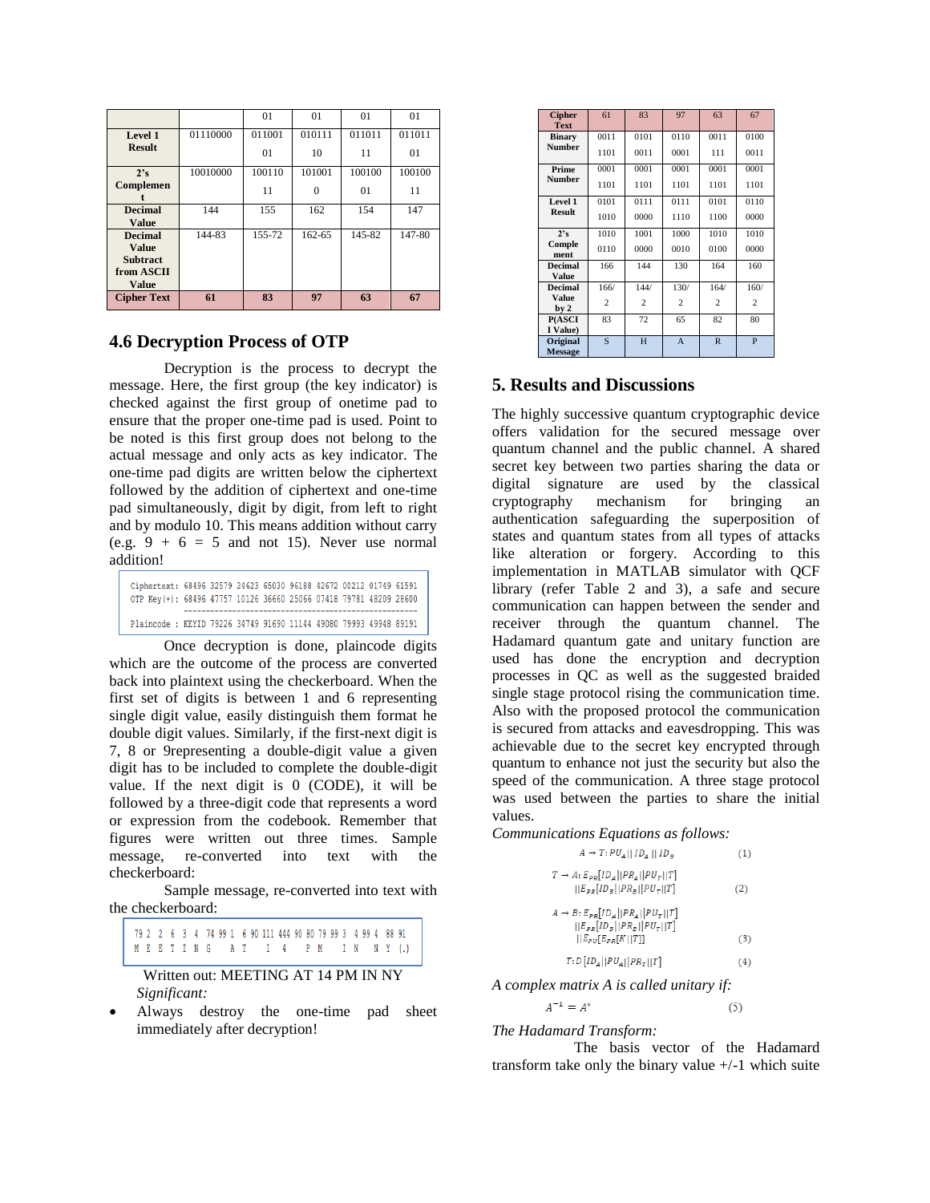| | | 01 | 01 | 01 | 01 |
|---|---|---|---|---|---|
| **Level 1 Result** | 01110000 | 011001 01 | 010111 10 | 011011 11 | 011011 01 |
| **2's Complement** | 10010000 | 100110 11 | 101001 0 | 100100 01 | 100100 11 |
| **Decimal Value** | 144 | 155 | 162 | 154 | 147 |
| **Decimal Value Subtract from ASCII Value** | 144-83 | 155-72 | 162-65 | 145-82 | 147-80 |
| **Cipher Text** | **61** | **83** | **97** | **63** | **67** |

## 4.6 Decryption Process of OTP

Decryption is the process to decrypt the message. Here, the first group (the key indicator) is checked against the first group of onetime pad to ensure that the proper one-time pad is used. Point to be noted is this first group does not belong to the actual message and only acts as key indicator. The one-time pad digits are written below the ciphertext followed by the addition of ciphertext and one-time pad simultaneously, digit by digit, from left to right and by modulo 10. This means addition without carry (e.g. 9 + 6 = 5 and not 15). Never use normal addition!

```
Ciphertext: 68496 32579 24623 65030 96188 42672 00212 01749 61591
OTP Key(+): 68496 47757 10126 36660 25066 07418 79781 48209 28600
            ---------------------------------------------------------
Plaincode : KEYID 79226 34749 91690 11144 49080 79993 49948 89191
```

Once decryption is done, plaincode digits which are the outcome of the process are converted back into plaintext using the checkerboard. When the first set of digits is between 1 and 6 representing single digit value, easily distinguish them format he double digit values. Similarly, if the first-next digit is 7, 8 or 9representing a double-digit value a given digit has to be included to complete the double-digit value. If the next digit is 0 (CODE), it will be followed by a three-digit code that represents a word or expression from the codebook. Remember that figures were written out three times. Sample message, re-converted into text with the checkerboard:

Sample message, re-converted into text with the checkerboard:

```
79 2  2  6  3  4  74 99 1  6 90 111 444 90 80 79 99 3  4 99 4  88 91
M  E  E  T  I  N  G   A  T   1   4    P  M    I  N   N  Y  (.)
```

Written out: MEETING AT 14 PM IN NY

*Significant:*

- Always destroy the one-time pad sheet immediately after decryption!

| **Cipher Text** | 61 | 83 | 97 | 63 | 67 |
|---|---|---|---|---|---|
| **Binary Number** | 0011 1101 | 0101 0011 | 0110 0001 | 0011 111 | 0100 0011 |
| **Prime Number** | 0001 1101 | 0001 1101 | 0001 1101 | 0001 1101 | 0001 1101 |
| **Level 1 Result** | 0101 1010 | 0111 0000 | 0111 1110 | 0101 1100 | 0110 0000 |
| **2's Complement** | 1010 0110 | 1001 0000 | 1000 0010 | 1010 0100 | 1010 0000 |
| **Decimal Value** | 166 | 144 | 130 | 164 | 160 |
| **Decimal Value by 2** | 166/ 2 | 144/ 2 | 130/ 2 | 164/ 2 | 160/ 2 |
| **P(ASCI I Value)** | 83 | 72 | 65 | 82 | 80 |
| **Original Message** | S | H | A | R | P |

## 5. Results and Discussions

The highly successive quantum cryptographic device offers validation for the secured message over quantum channel and the public channel. A shared secret key between two parties sharing the data or digital signature are used by the classical cryptography mechanism for bringing an authentication safeguarding the superposition of states and quantum states from all types of attacks like alteration or forgery. According to this implementation in MATLAB simulator with QCF library (refer Table 2 and 3), a safe and secure communication can happen between the sender and receiver through the quantum channel. The Hadamard quantum gate and unitary function are used has done the encryption and decryption processes in QC as well as the suggested braided single stage protocol rising the communication time. Also with the proposed protocol the communication is secured from attacks and eavesdropping. This was achievable due to the secret key encrypted through quantum to enhance not just the security but also the speed of the communication. A three stage protocol was used between the parties to share the initial values.

*Communications Equations as follows:*

$$A \rightarrow T: PU_A \,||\, ID_A \,||\, ID_B \qquad (1)$$

$$T \rightarrow A: E_{PR}[ID_A||PR_A||PU_T||T] \\ ||E_{PR}[ID_B||PR_B||PU_T||T] \qquad (2)$$

$$A \rightarrow B: E_{PR}[ID_A||PR_A||PU_T||T] \\ ||E_{PR}[ID_B||PR_B||PU_T||T] \\ ||E_{PU}[E_{PR}[K||T]] \qquad (3)$$

$$T: D[ID_A||PU_A||PR_T||T] \qquad (4)$$

*A complex matrix A is called unitary if:*

$$A^{-1} = A^{*} \qquad (5)$$

*The Hadamard Transform:*

The basis vector of the Hadamard transform take only the binary value +/-1 which suite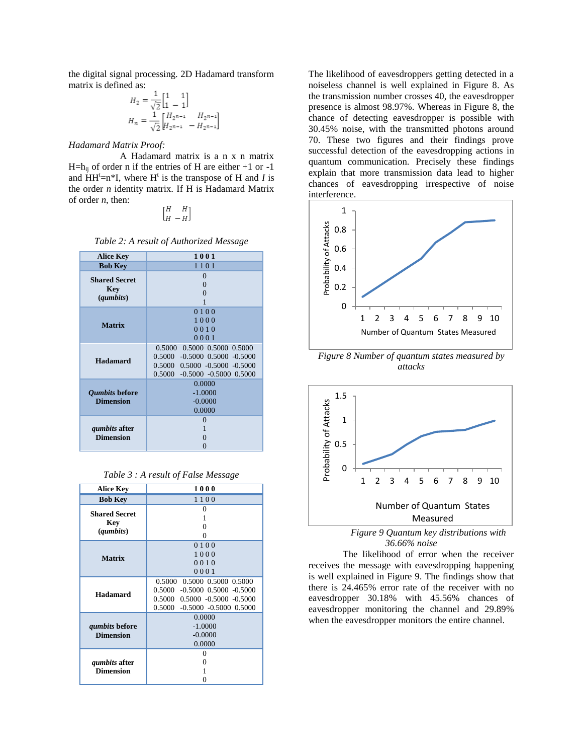the digital signal processing. 2D Hadamard transform matrix is defined as:

$$H_2 = \frac{1}{\sqrt{2}}\begin{bmatrix} 1 & 1 \\ 1 & -1 \end{bmatrix}$$

$$H_n = \frac{1}{\sqrt{2}}\begin{bmatrix} H_{2^{n-1}} & H_{2^{n-1}} \\ H_{2^{n-1}} & -H_{2^{n-1}} \end{bmatrix}$$

*Hadamard Matrix Proof:*

A Hadamard matrix is a n x n matrix $H=h_{ij}$ of order n if the entries of H are either +1 or -1 and $HH^t=n*I$, where $H^t$ is the transpose of H and *I* is the order *n* identity matrix. If H is Hadamard Matrix of order *n*, then:

$$\begin{bmatrix} H & H \\ H & -H \end{bmatrix}$$

*Table 2: A result of Authorized Message*

| | |
|---|---|
| **Alice Key** | **1 0 0 1** |
| **Bob Key** | 1 1 0 1 |
| **Shared Secret Key (*qumbits*)** | 0<br>0<br>0<br>1 |
| **Matrix** | 0 1 0 0<br>1 0 0 0<br>0 0 1 0<br>0 0 0 1 |
| **Hadamard** | 0.5000 0.5000 0.5000 0.5000<br>0.5000 -0.5000 0.5000 -0.5000<br>0.5000 0.5000 -0.5000 -0.5000<br>0.5000 -0.5000 -0.5000 0.5000 |
| ***Qumbits* before Dimension** | 0.0000<br>-1.0000<br>-0.0000<br>0.0000 |
| ***qumbits* after Dimension** | 0<br>1<br>0<br>0 |

*Table 3 : A result of False Message*

| | |
|---|---|
| **Alice Key** | **1 0 0 0** |
| **Bob Key** | 1 1 0 0 |
| **Shared Secret Key (*qumbits*)** | 0<br>1<br>0<br>0 |
| **Matrix** | 0 1 0 0<br>1 0 0 0<br>0 0 1 0<br>0 0 0 1 |
| **Hadamard** | 0.5000 0.5000 0.5000 0.5000<br>0.5000 -0.5000 0.5000 -0.5000<br>0.5000 0.5000 -0.5000 -0.5000<br>0.5000 -0.5000 -0.5000 0.5000 |
| ***qumbits* before Dimension** | 0.0000<br>-1.0000<br>-0.0000<br>0.0000 |
| ***qumbits* after Dimension** | 0<br>0<br>1<br>0 |

The likelihood of eavesdroppers getting detected in a noiseless channel is well explained in Figure 8. As the transmission number crosses 40, the eavesdropper presence is almost 98.97%. Whereas in Figure 8, the chance of detecting eavesdropper is possible with 30.45% noise, with the transmitted photons around 70. These two figures and their findings prove successful detection of the eavesdropping actions in quantum communication. Precisely these findings explain that more transmission data lead to higher chances of eavesdropping irrespective of noise interference.

Probability of Attacks
1
0.8
0.6
0.4
0.2
0
1 2 3 4 5 6 7 8 9 10
Number of Quantum States Measured

*Figure 8 Number of quantum states measured by attacks*

Probability of Attacks
1.5
1
0.5
0
1 2 3 4 5 6 7 8 9 10
Number of Quantum States Measured

*Figure 9 Quantum key distributions with 36.66% noise*

The likelihood of error when the receiver receives the message with eavesdropping happening is well explained in Figure 9. The findings show that there is 24.465% error rate of the receiver with no eavesdropper 30.18% with 45.56% chances of eavesdropper monitoring the channel and 29.89% when the eavesdropper monitors the entire channel.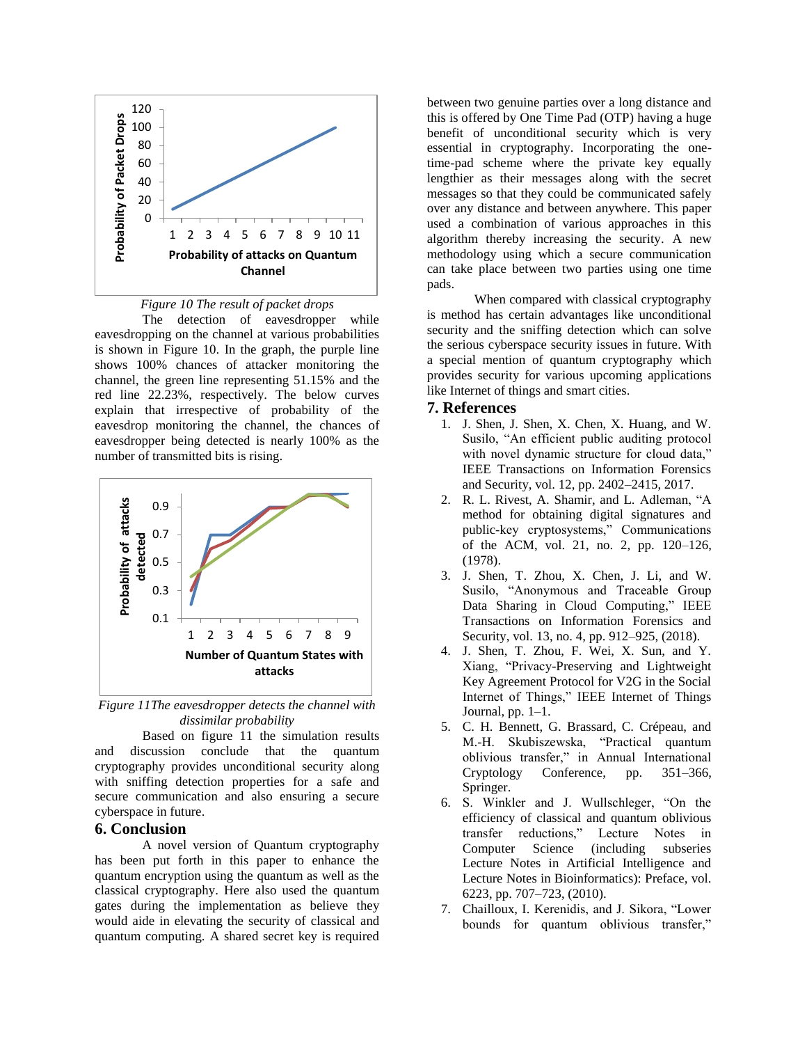120
100
80
60
40
20
0
Probability of Packet Drops
1 2 3 4 5 6 7 8 9 10 11
Probability of attacks on Quantum Channel

*Figure 10 The result of packet drops*

The detection of eavesdropper while eavesdropping on the channel at various probabilities is shown in Figure 10. In the graph, the purple line shows 100% chances of attacker monitoring the channel, the green line representing 51.15% and the red line 22.23%, respectively. The below curves explain that irrespective of probability of the eavesdrop monitoring the channel, the chances of eavesdropper being detected is nearly 100% as the number of transmitted bits is rising.

0.9
0.7
0.5
0.3
0.1
Probability of attacks detected
1 2 3 4 5 6 7 8 9
Number of Quantum States with attacks

*Figure 11The eavesdropper detects the channel with dissimilar probability*

Based on figure 11 the simulation results and discussion conclude that the quantum cryptography provides unconditional security along with sniffing detection properties for a safe and secure communication and also ensuring a secure cyberspace in future.

## 6. Conclusion

A novel version of Quantum cryptography has been put forth in this paper to enhance the quantum encryption using the quantum as well as the classical cryptography. Here also used the quantum gates during the implementation as believe they would aide in elevating the security of classical and quantum computing. A shared secret key is required between two genuine parties over a long distance and this is offered by One Time Pad (OTP) having a huge benefit of unconditional security which is very essential in cryptography. Incorporating the one-time-pad scheme where the private key equally lengthier as their messages along with the secret messages so that they could be communicated safely over any distance and between anywhere. This paper used a combination of various approaches in this algorithm thereby increasing the security. A new methodology using which a secure communication can take place between two parties using one time pads.

When compared with classical cryptography is method has certain advantages like unconditional security and the sniffing detection which can solve the serious cyberspace security issues in future. With a special mention of quantum cryptography which provides security for various upcoming applications like Internet of things and smart cities.

## 7. References

1. J. Shen, J. Shen, X. Chen, X. Huang, and W. Susilo, "An efficient public auditing protocol with novel dynamic structure for cloud data," IEEE Transactions on Information Forensics and Security, vol. 12, pp. 2402–2415, 2017.
2. R. L. Rivest, A. Shamir, and L. Adleman, "A method for obtaining digital signatures and public-key cryptosystems," Communications of the ACM, vol. 21, no. 2, pp. 120–126, (1978).
3. J. Shen, T. Zhou, X. Chen, J. Li, and W. Susilo, "Anonymous and Traceable Group Data Sharing in Cloud Computing," IEEE Transactions on Information Forensics and Security, vol. 13, no. 4, pp. 912–925, (2018).
4. J. Shen, T. Zhou, F. Wei, X. Sun, and Y. Xiang, "Privacy-Preserving and Lightweight Key Agreement Protocol for V2G in the Social Internet of Things," IEEE Internet of Things Journal, pp. 1–1.
5. C. H. Bennett, G. Brassard, C. Crépeau, and M.-H. Skubiszewska, "Practical quantum oblivious transfer," in Annual International Cryptology Conference, pp. 351–366, Springer.
6. S. Winkler and J. Wullschleger, "On the efficiency of classical and quantum oblivious transfer reductions," Lecture Notes in Computer Science (including subseries Lecture Notes in Artificial Intelligence and Lecture Notes in Bioinformatics): Preface, vol. 6223, pp. 707–723, (2010).
7. Chailloux, I. Kerenidis, and J. Sikora, "Lower bounds for quantum oblivious transfer,"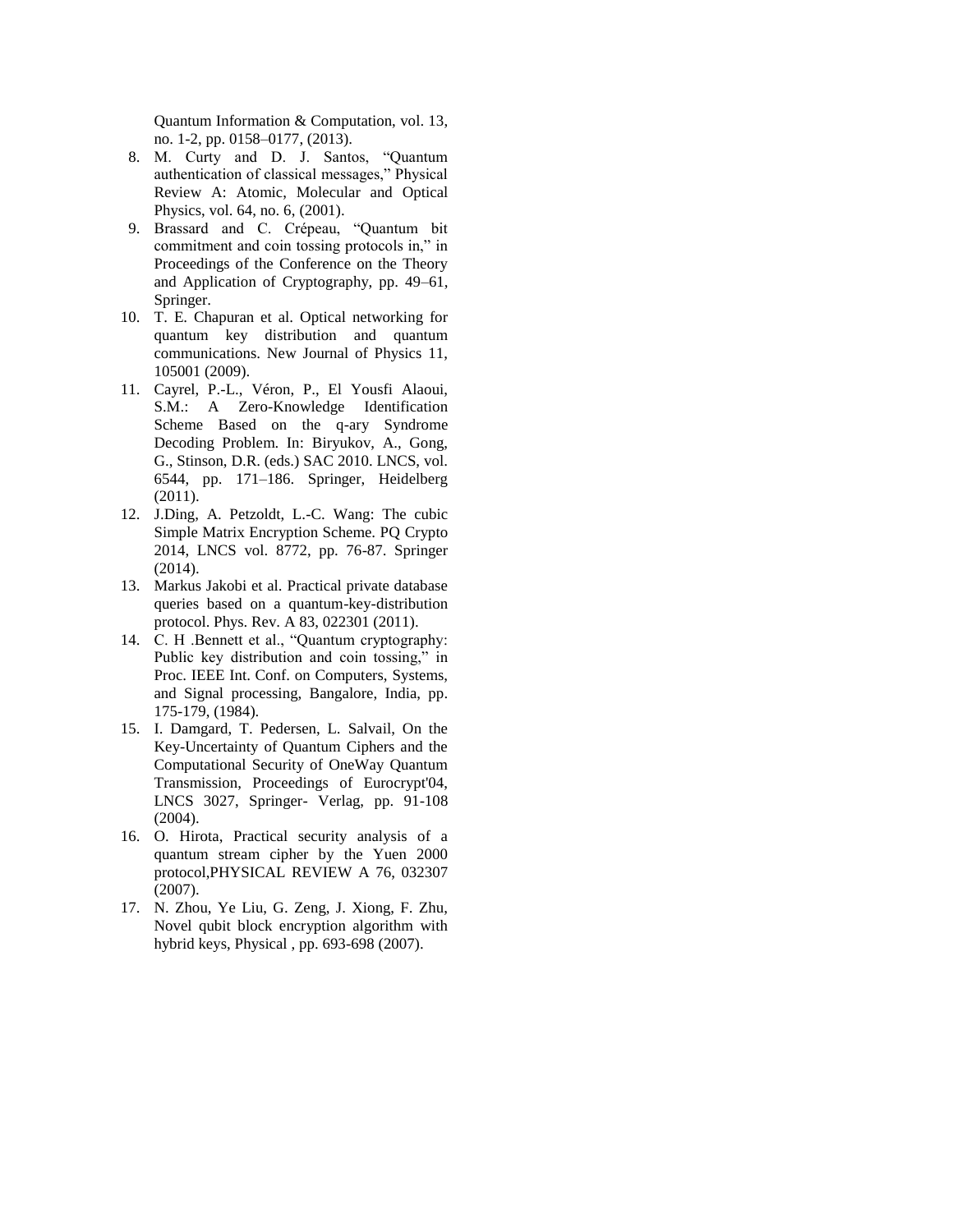Quantum Information & Computation, vol. 13, no. 1-2, pp. 0158–0177, (2013).

8. M. Curty and D. J. Santos, "Quantum authentication of classical messages," Physical Review A: Atomic, Molecular and Optical Physics, vol. 64, no. 6, (2001).
9. Brassard and C. Crépeau, "Quantum bit commitment and coin tossing protocols in," in Proceedings of the Conference on the Theory and Application of Cryptography, pp. 49–61, Springer.
10. T. E. Chapuran et al. Optical networking for quantum key distribution and quantum communications. New Journal of Physics 11, 105001 (2009).
11. Cayrel, P.-L., Véron, P., El Yousfi Alaoui, S.M.: A Zero-Knowledge Identification Scheme Based on the q-ary Syndrome Decoding Problem. In: Biryukov, A., Gong, G., Stinson, D.R. (eds.) SAC 2010. LNCS, vol. 6544, pp. 171–186. Springer, Heidelberg (2011).
12. J.Ding, A. Petzoldt, L.-C. Wang: The cubic Simple Matrix Encryption Scheme. PQ Crypto 2014, LNCS vol. 8772, pp. 76-87. Springer (2014).
13. Markus Jakobi et al. Practical private database queries based on a quantum-key-distribution protocol. Phys. Rev. A 83, 022301 (2011).
14. C. H .Bennett et al., "Quantum cryptography: Public key distribution and coin tossing," in Proc. IEEE Int. Conf. on Computers, Systems, and Signal processing, Bangalore, India, pp. 175-179, (1984).
15. I. Damgard, T. Pedersen, L. Salvail, On the Key-Uncertainty of Quantum Ciphers and the Computational Security of OneWay Quantum Transmission, Proceedings of Eurocrypt'04, LNCS 3027, Springer- Verlag, pp. 91-108 (2004).
16. O. Hirota, Practical security analysis of a quantum stream cipher by the Yuen 2000 protocol,PHYSICAL REVIEW A 76, 032307 (2007).
17. N. Zhou, Ye Liu, G. Zeng, J. Xiong, F. Zhu, Novel qubit block encryption algorithm with hybrid keys, Physical , pp. 693-698 (2007).